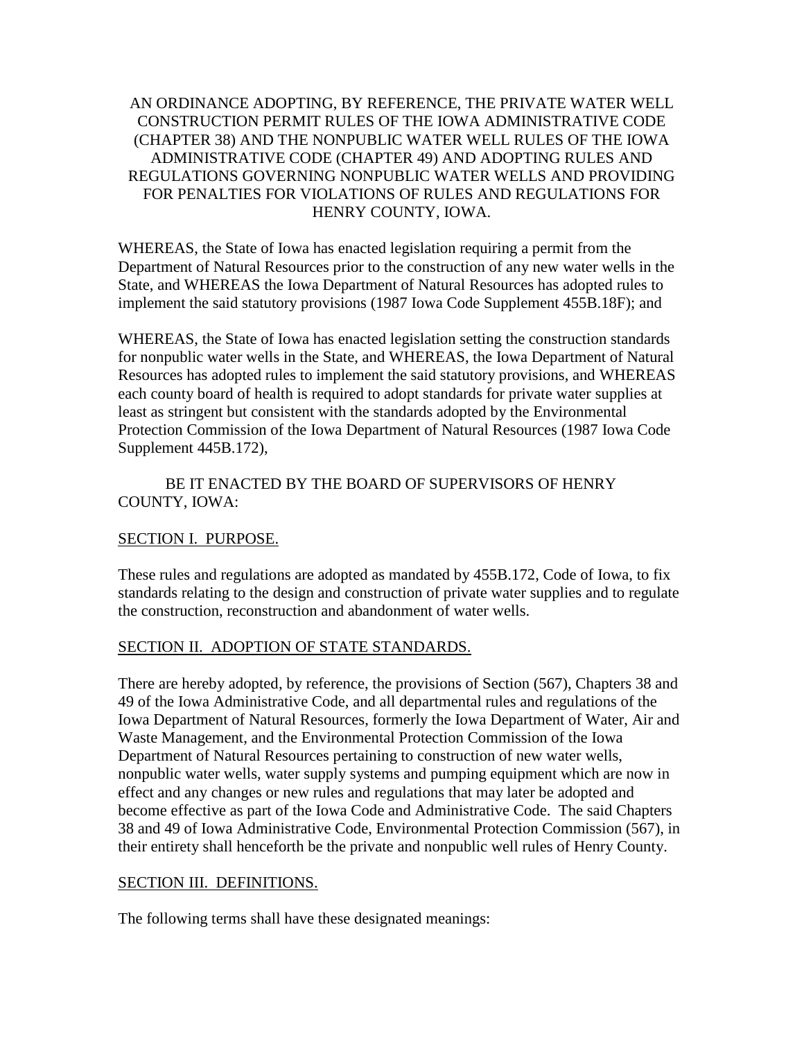AN ORDINANCE ADOPTING, BY REFERENCE, THE PRIVATE WATER WELL CONSTRUCTION PERMIT RULES OF THE IOWA ADMINISTRATIVE CODE (CHAPTER 38) AND THE NONPUBLIC WATER WELL RULES OF THE IOWA ADMINISTRATIVE CODE (CHAPTER 49) AND ADOPTING RULES AND REGULATIONS GOVERNING NONPUBLIC WATER WELLS AND PROVIDING FOR PENALTIES FOR VIOLATIONS OF RULES AND REGULATIONS FOR HENRY COUNTY, IOWA.

WHEREAS, the State of Iowa has enacted legislation requiring a permit from the Department of Natural Resources prior to the construction of any new water wells in the State, and WHEREAS the Iowa Department of Natural Resources has adopted rules to implement the said statutory provisions (1987 Iowa Code Supplement 455B.18F); and

WHEREAS, the State of Iowa has enacted legislation setting the construction standards for nonpublic water wells in the State, and WHEREAS, the Iowa Department of Natural Resources has adopted rules to implement the said statutory provisions, and WHEREAS each county board of health is required to adopt standards for private water supplies at least as stringent but consistent with the standards adopted by the Environmental Protection Commission of the Iowa Department of Natural Resources (1987 Iowa Code Supplement 445B.172),

BE IT ENACTED BY THE BOARD OF SUPERVISORS OF HENRY COUNTY, IOWA:

## SECTION I. PURPOSE.

These rules and regulations are adopted as mandated by 455B.172, Code of Iowa, to fix standards relating to the design and construction of private water supplies and to regulate the construction, reconstruction and abandonment of water wells.

## SECTION II. ADOPTION OF STATE STANDARDS.

There are hereby adopted, by reference, the provisions of Section (567), Chapters 38 and 49 of the Iowa Administrative Code, and all departmental rules and regulations of the Iowa Department of Natural Resources, formerly the Iowa Department of Water, Air and Waste Management, and the Environmental Protection Commission of the Iowa Department of Natural Resources pertaining to construction of new water wells, nonpublic water wells, water supply systems and pumping equipment which are now in effect and any changes or new rules and regulations that may later be adopted and become effective as part of the Iowa Code and Administrative Code. The said Chapters 38 and 49 of Iowa Administrative Code, Environmental Protection Commission (567), in their entirety shall henceforth be the private and nonpublic well rules of Henry County.

## SECTION III. DEFINITIONS.

The following terms shall have these designated meanings: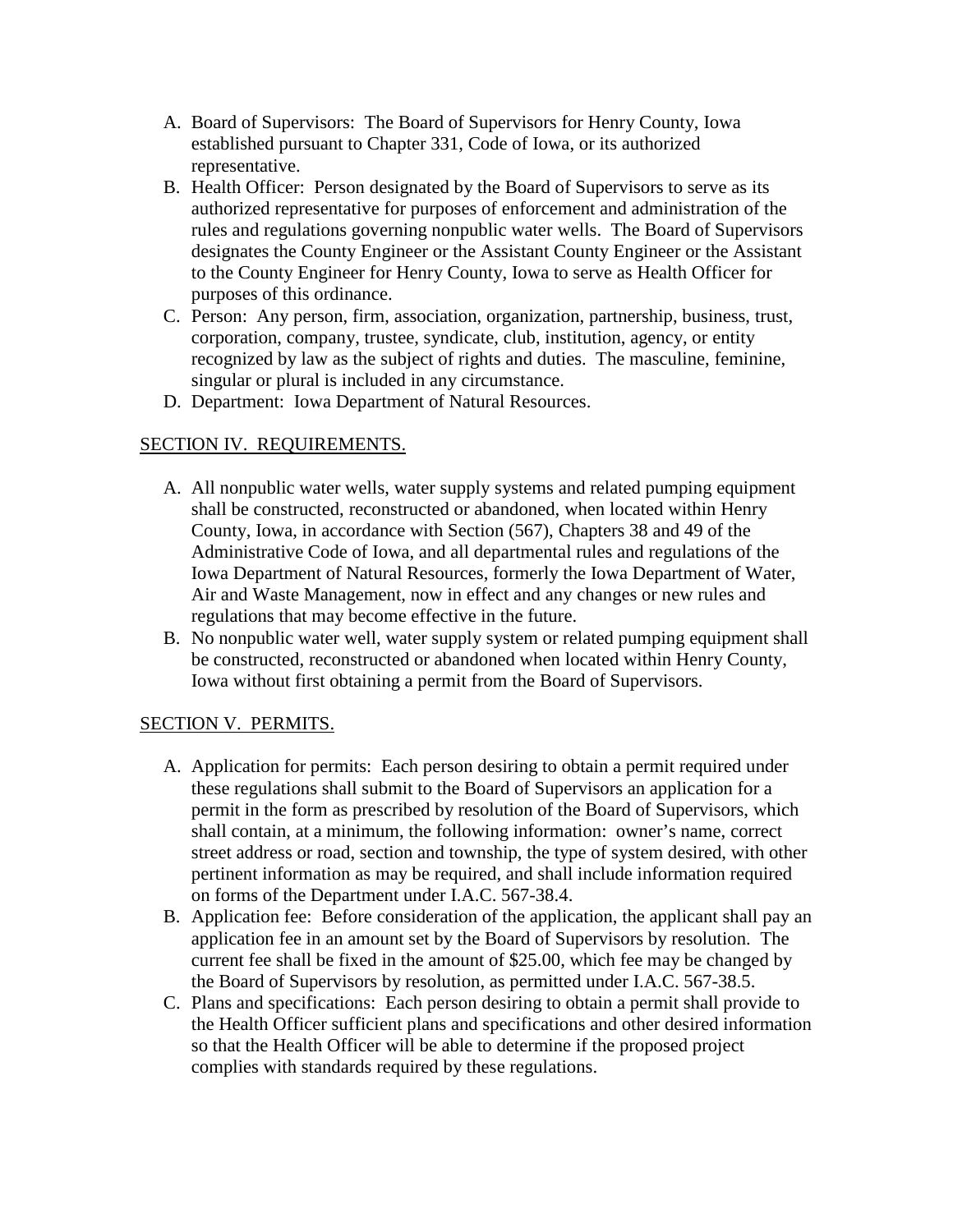A. Board of Supervisors: The Board of Supervisors for Henry County, Iowa established pursuant to Chapter 331, Code of Iowa, or its authorized representative.
B. Health Officer: Person designated by the Board of Supervisors to serve as its authorized representative for purposes of enforcement and administration of the rules and regulations governing nonpublic water wells. The Board of Supervisors designates the County Engineer or the Assistant County Engineer or the Assistant to the County Engineer for Henry County, Iowa to serve as Health Officer for purposes of this ordinance.
C. Person: Any person, firm, association, organization, partnership, business, trust, corporation, company, trustee, syndicate, club, institution, agency, or entity recognized by law as the subject of rights and duties. The masculine, feminine, singular or plural is included in any circumstance.
D. Department: Iowa Department of Natural Resources.

## SECTION IV. REQUIREMENTS.

A. All nonpublic water wells, water supply systems and related pumping equipment shall be constructed, reconstructed or abandoned, when located within Henry County, Iowa, in accordance with Section (567), Chapters 38 and 49 of the Administrative Code of Iowa, and all departmental rules and regulations of the Iowa Department of Natural Resources, formerly the Iowa Department of Water, Air and Waste Management, now in effect and any changes or new rules and regulations that may become effective in the future.
B. No nonpublic water well, water supply system or related pumping equipment shall be constructed, reconstructed or abandoned when located within Henry County, Iowa without first obtaining a permit from the Board of Supervisors.

## SECTION V. PERMITS.

A. Application for permits: Each person desiring to obtain a permit required under these regulations shall submit to the Board of Supervisors an application for a permit in the form as prescribed by resolution of the Board of Supervisors, which shall contain, at a minimum, the following information: owner's name, correct street address or road, section and township, the type of system desired, with other pertinent information as may be required, and shall include information required on forms of the Department under I.A.C. 567-38.4.
B. Application fee: Before consideration of the application, the applicant shall pay an application fee in an amount set by the Board of Supervisors by resolution. The current fee shall be fixed in the amount of $25.00, which fee may be changed by the Board of Supervisors by resolution, as permitted under I.A.C. 567-38.5.
C. Plans and specifications: Each person desiring to obtain a permit shall provide to the Health Officer sufficient plans and specifications and other desired information so that the Health Officer will be able to determine if the proposed project complies with standards required by these regulations.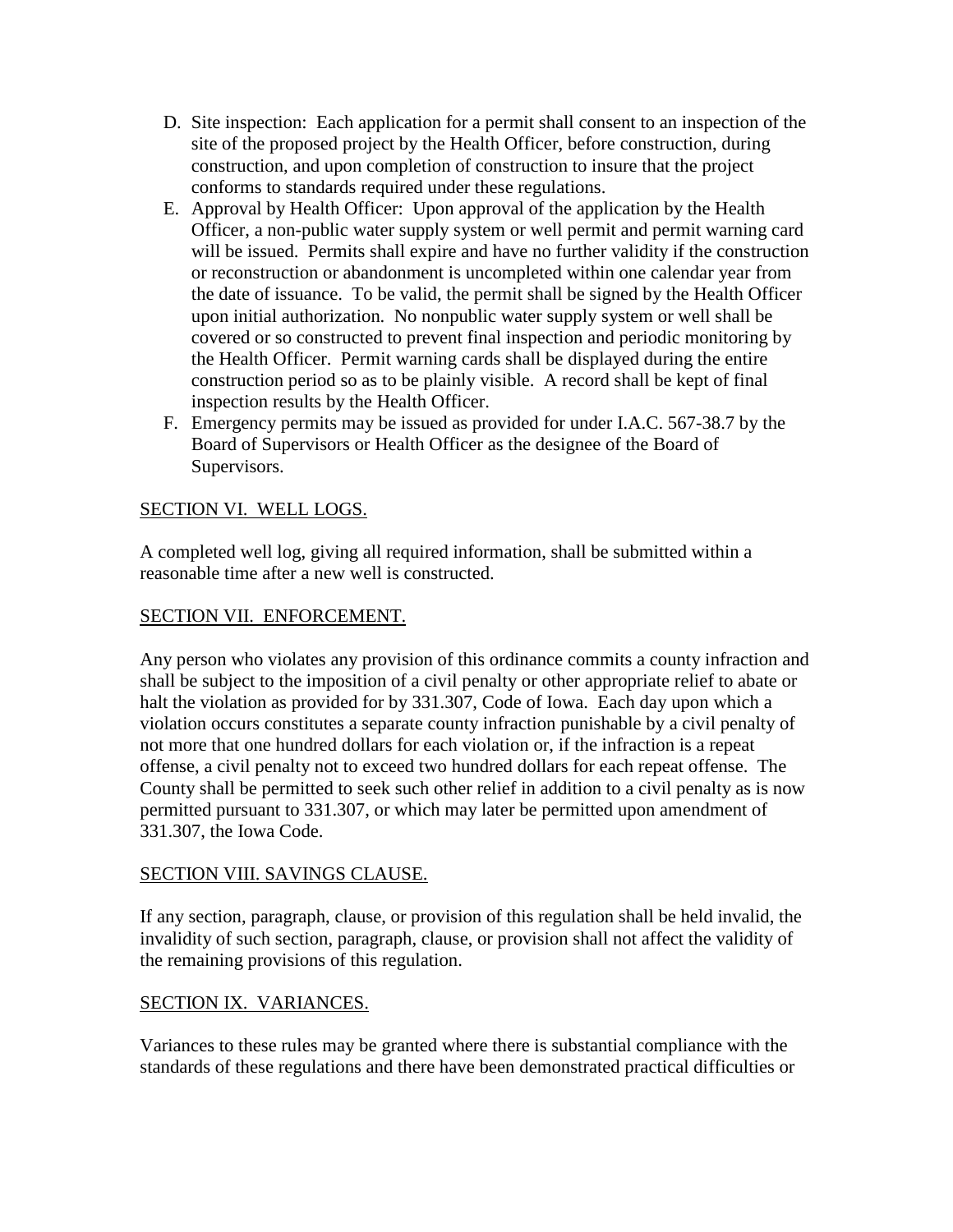D. Site inspection: Each application for a permit shall consent to an inspection of the site of the proposed project by the Health Officer, before construction, during construction, and upon completion of construction to insure that the project conforms to standards required under these regulations.
E. Approval by Health Officer: Upon approval of the application by the Health Officer, a non-public water supply system or well permit and permit warning card will be issued. Permits shall expire and have no further validity if the construction or reconstruction or abandonment is uncompleted within one calendar year from the date of issuance. To be valid, the permit shall be signed by the Health Officer upon initial authorization. No nonpublic water supply system or well shall be covered or so constructed to prevent final inspection and periodic monitoring by the Health Officer. Permit warning cards shall be displayed during the entire construction period so as to be plainly visible. A record shall be kept of final inspection results by the Health Officer.
F. Emergency permits may be issued as provided for under I.A.C. 567-38.7 by the Board of Supervisors or Health Officer as the designee of the Board of Supervisors.

## SECTION VI. WELL LOGS.

A completed well log, giving all required information, shall be submitted within a reasonable time after a new well is constructed.

## SECTION VII. ENFORCEMENT.

Any person who violates any provision of this ordinance commits a county infraction and shall be subject to the imposition of a civil penalty or other appropriate relief to abate or halt the violation as provided for by 331.307, Code of Iowa. Each day upon which a violation occurs constitutes a separate county infraction punishable by a civil penalty of not more that one hundred dollars for each violation or, if the infraction is a repeat offense, a civil penalty not to exceed two hundred dollars for each repeat offense. The County shall be permitted to seek such other relief in addition to a civil penalty as is now permitted pursuant to 331.307, or which may later be permitted upon amendment of 331.307, the Iowa Code.

## SECTION VIII. SAVINGS CLAUSE.

If any section, paragraph, clause, or provision of this regulation shall be held invalid, the invalidity of such section, paragraph, clause, or provision shall not affect the validity of the remaining provisions of this regulation.

## SECTION IX. VARIANCES.

Variances to these rules may be granted where there is substantial compliance with the standards of these regulations and there have been demonstrated practical difficulties or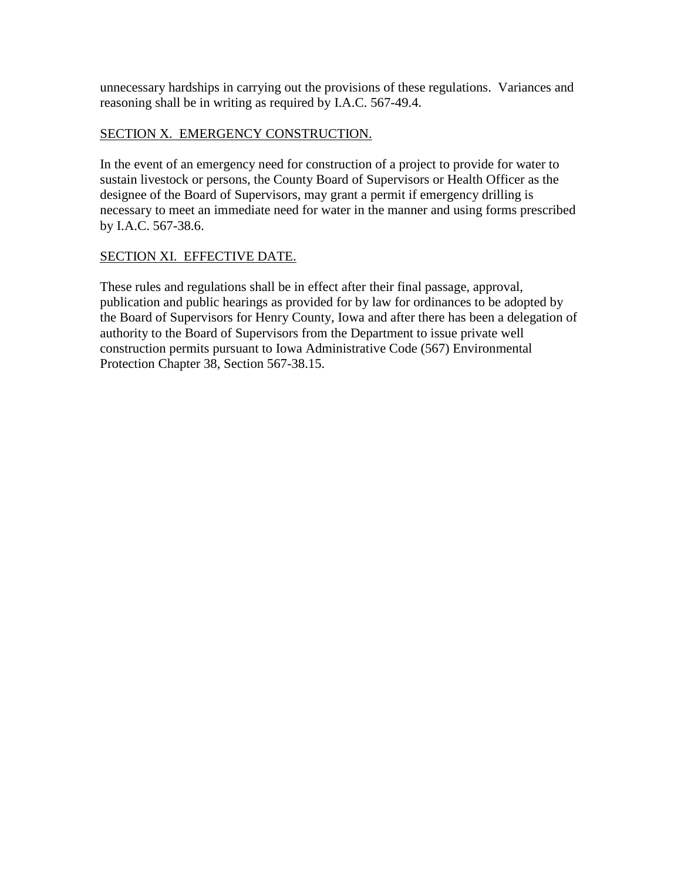unnecessary hardships in carrying out the provisions of these regulations. Variances and reasoning shall be in writing as required by I.A.C. 567-49.4.

## SECTION X. EMERGENCY CONSTRUCTION.

In the event of an emergency need for construction of a project to provide for water to sustain livestock or persons, the County Board of Supervisors or Health Officer as the designee of the Board of Supervisors, may grant a permit if emergency drilling is necessary to meet an immediate need for water in the manner and using forms prescribed by I.A.C. 567-38.6.

## SECTION XI. EFFECTIVE DATE.

These rules and regulations shall be in effect after their final passage, approval, publication and public hearings as provided for by law for ordinances to be adopted by the Board of Supervisors for Henry County, Iowa and after there has been a delegation of authority to the Board of Supervisors from the Department to issue private well construction permits pursuant to Iowa Administrative Code (567) Environmental Protection Chapter 38, Section 567-38.15.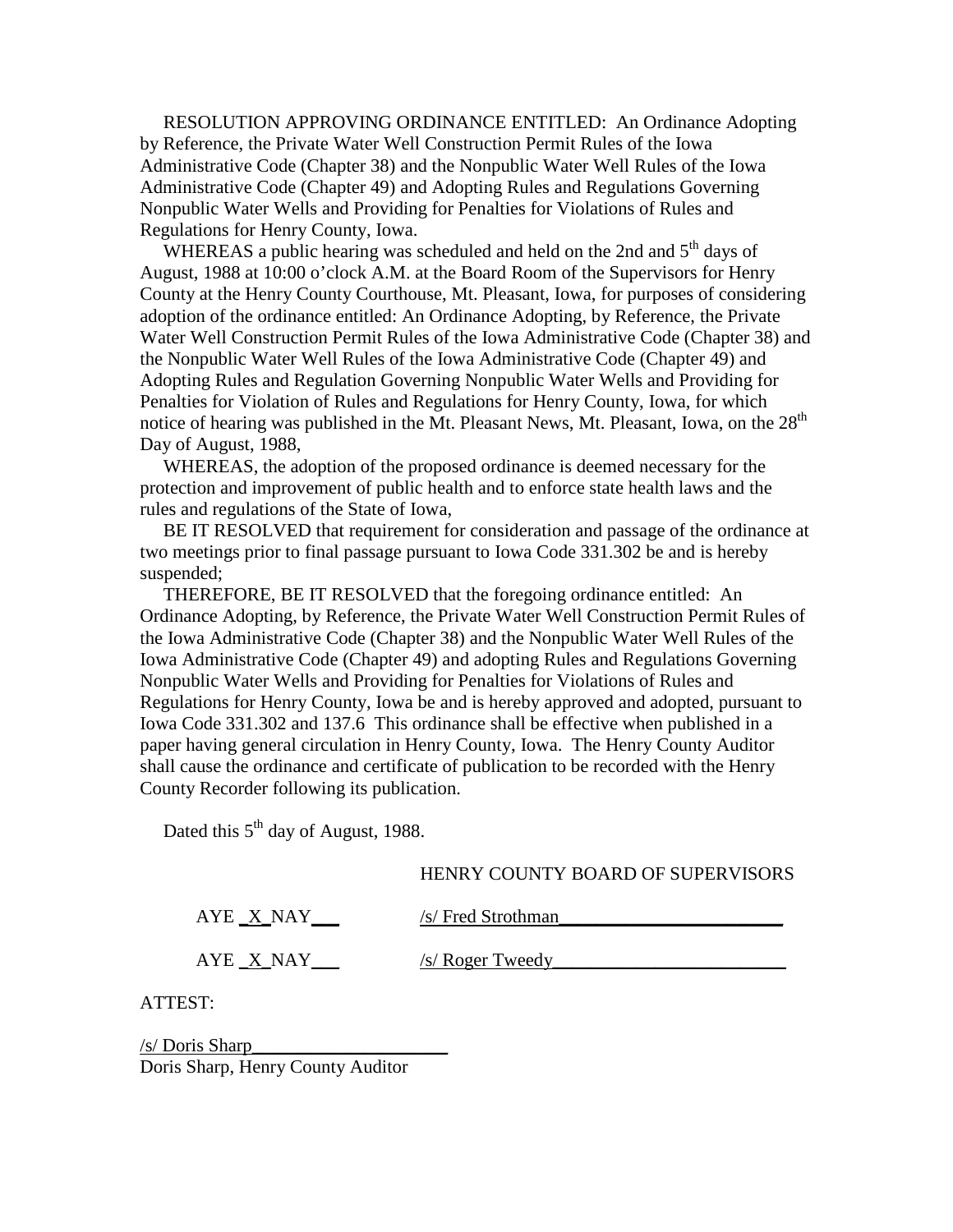RESOLUTION APPROVING ORDINANCE ENTITLED: An Ordinance Adopting by Reference, the Private Water Well Construction Permit Rules of the Iowa Administrative Code (Chapter 38) and the Nonpublic Water Well Rules of the Iowa Administrative Code (Chapter 49) and Adopting Rules and Regulations Governing Nonpublic Water Wells and Providing for Penalties for Violations of Rules and Regulations for Henry County, Iowa.

WHEREAS a public hearing was scheduled and held on the 2nd and 5th days of August, 1988 at 10:00 o'clock A.M. at the Board Room of the Supervisors for Henry County at the Henry County Courthouse, Mt. Pleasant, Iowa, for purposes of considering adoption of the ordinance entitled: An Ordinance Adopting, by Reference, the Private Water Well Construction Permit Rules of the Iowa Administrative Code (Chapter 38) and the Nonpublic Water Well Rules of the Iowa Administrative Code (Chapter 49) and Adopting Rules and Regulation Governing Nonpublic Water Wells and Providing for Penalties for Violation of Rules and Regulations for Henry County, Iowa, for which notice of hearing was published in the Mt. Pleasant News, Mt. Pleasant, Iowa, on the 28th Day of August, 1988,

WHEREAS, the adoption of the proposed ordinance is deemed necessary for the protection and improvement of public health and to enforce state health laws and the rules and regulations of the State of Iowa,

BE IT RESOLVED that requirement for consideration and passage of the ordinance at two meetings prior to final passage pursuant to Iowa Code 331.302 be and is hereby suspended;

THEREFORE, BE IT RESOLVED that the foregoing ordinance entitled: An Ordinance Adopting, by Reference, the Private Water Well Construction Permit Rules of the Iowa Administrative Code (Chapter 38) and the Nonpublic Water Well Rules of the Iowa Administrative Code (Chapter 49) and adopting Rules and Regulations Governing Nonpublic Water Wells and Providing for Penalties for Violations of Rules and Regulations for Henry County, Iowa be and is hereby approved and adopted, pursuant to Iowa Code 331.302 and 137.6 This ordinance shall be effective when published in a paper having general circulation in Henry County, Iowa. The Henry County Auditor shall cause the ordinance and certificate of publication to be recorded with the Henry County Recorder following its publication.

Dated this 5th day of August, 1988.

HENRY COUNTY BOARD OF SUPERVISORS

AYE _X_ NAY___ /s/ Fred Strothman________________________

AYE _X_ NAY___ /s/ Roger Tweedy_________________________

ATTEST:

/s/ Doris Sharp_____________________
Doris Sharp, Henry County Auditor